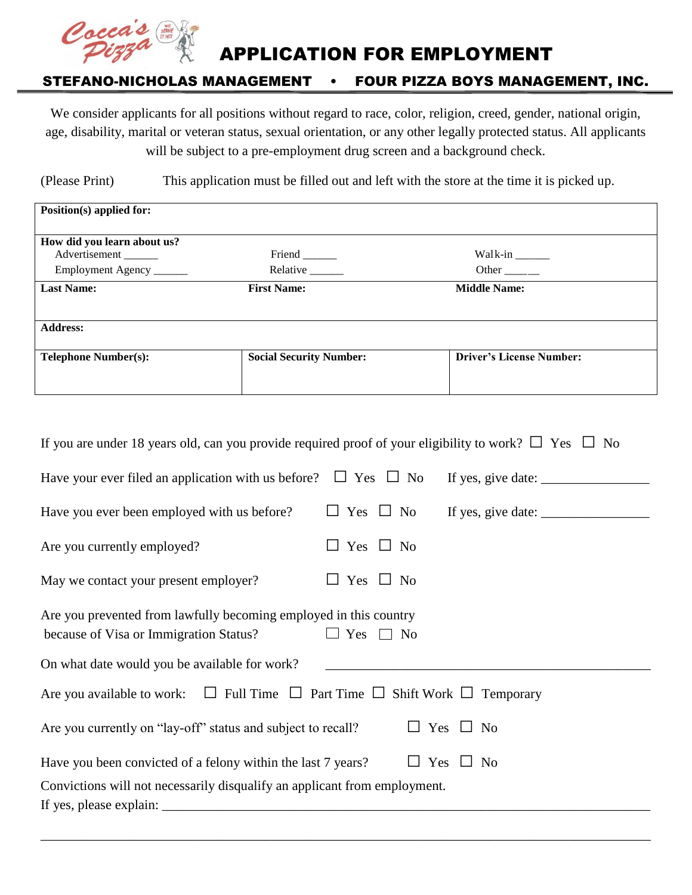# APPLICATION FOR EMPLOYMENT

## STEFANO-NICHOLAS MANAGEMENT • FOUR PIZZA BOYS MANAGEMENT, INC.

We consider applicants for all positions without regard to race, color, religion, creed, gender, national origin, age, disability, marital or veteran status, sexual orientation, or any other legally protected status. All applicants will be subject to a pre-employment drug screen and a background check.

(Please Print) This application must be filled out and left with the store at the time it is picked up.

| | | |
|---|---|---|
| **Position(s) applied for:** | | |
| **How did you learn about us?** | | |
| Advertisement ______ | Friend ______ | Walk-in ______ |
| Employment Agency ______ | Relative ______ | Other ______ |
| **Last Name:** | **First Name:** | **Middle Name:** |
| **Address:** | | |
| **Telephone Number(s):** | **Social Security Number:** | **Driver's License Number:** |

If you are under 18 years old, can you provide required proof of your eligibility to work? ☐ Yes ☐ No

Have your ever filed an application with us before? ☐ Yes ☐ No If yes, give date: ________________

Have you ever been employed with us before? ☐ Yes ☐ No If yes, give date: ________________

Are you currently employed? ☐ Yes ☐ No

May we contact your present employer? ☐ Yes ☐ No

Are you prevented from lawfully becoming employed in this country because of Visa or Immigration Status? ☐ Yes ☐ No

On what date would you be available for work? ________________________________________________

Are you available to work: ☐ Full Time ☐ Part Time ☐ Shift Work ☐ Temporary

Are you currently on "lay-off" status and subject to recall? ☐ Yes ☐ No

Have you been convicted of a felony within the last 7 years? ☐ Yes ☐ No

Convictions will not necessarily disqualify an applicant from employment.

If yes, please explain: ________________________________________________________________________

______________________________________________________________________________________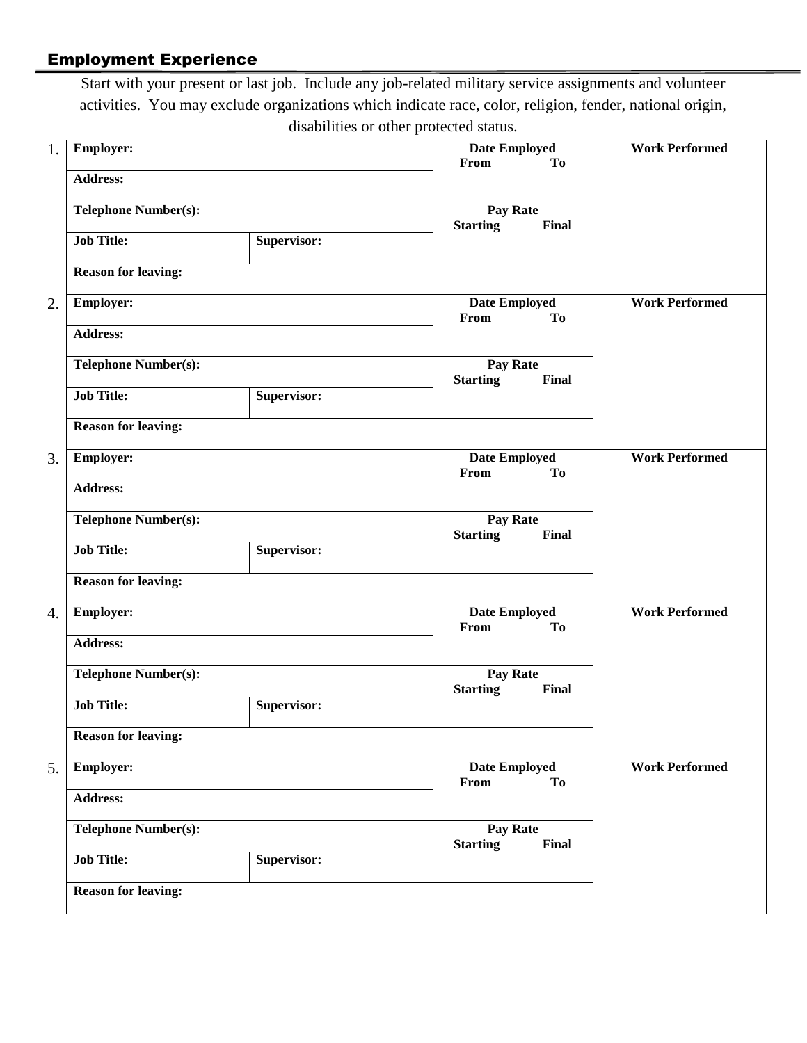## Employment Experience

Start with your present or last job. Include any job-related military service assignments and volunteer activities. You may exclude organizations which indicate race, color, religion, fender, national origin, disabilities or other protected status.

1.

| **Employer:** | | **Date Employed**<br>**From** **To** | **Work Performed** |
|---|---|---|---|
| **Address:** | | | |
| **Telephone Number(s):** | | **Pay Rate**<br>**Starting** **Final** | |
| **Job Title:** | **Supervisor:** | | |
| **Reason for leaving:** | | | |

2.

| **Employer:** | | **Date Employed**<br>**From** **To** | **Work Performed** |
|---|---|---|---|
| **Address:** | | | |
| **Telephone Number(s):** | | **Pay Rate**<br>**Starting** **Final** | |
| **Job Title:** | **Supervisor:** | | |
| **Reason for leaving:** | | | |

3.

| **Employer:** | | **Date Employed**<br>**From** **To** | **Work Performed** |
|---|---|---|---|
| **Address:** | | | |
| **Telephone Number(s):** | | **Pay Rate**<br>**Starting** **Final** | |
| **Job Title:** | **Supervisor:** | | |
| **Reason for leaving:** | | | |

4.

| **Employer:** | | **Date Employed**<br>**From** **To** | **Work Performed** |
|---|---|---|---|
| **Address:** | | | |
| **Telephone Number(s):** | | **Pay Rate**<br>**Starting** **Final** | |
| **Job Title:** | **Supervisor:** | | |
| **Reason for leaving:** | | | |

5.

| **Employer:** | | **Date Employed**<br>**From** **To** | **Work Performed** |
|---|---|---|---|
| **Address:** | | | |
| **Telephone Number(s):** | | **Pay Rate**<br>**Starting** **Final** | |
| **Job Title:** | **Supervisor:** | | |
| **Reason for leaving:** | | | |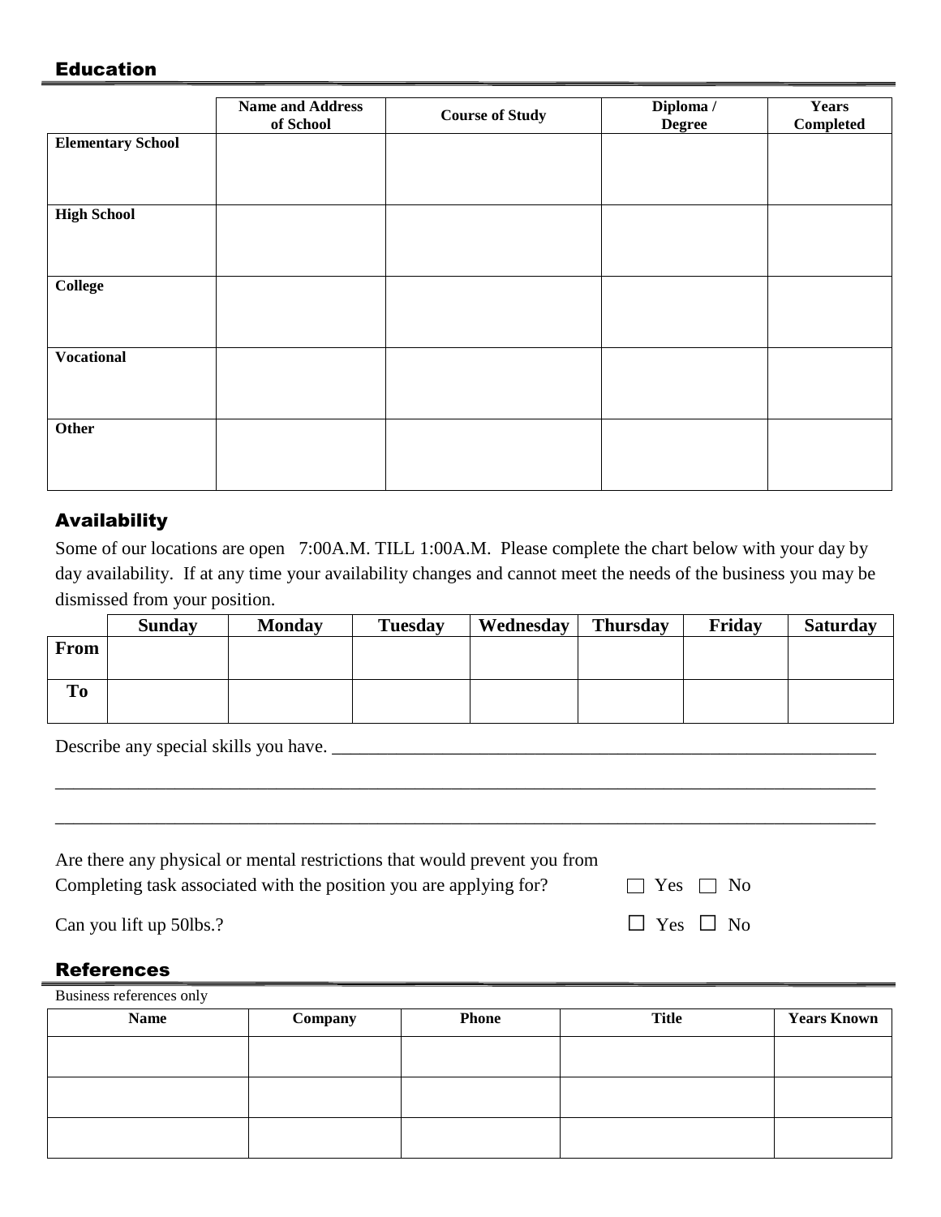## Education

| | Name and Address of School | Course of Study | Diploma / Degree | Years Completed |
|---|---|---|---|---|
| **Elementary School** | | | | |
| **High School** | | | | |
| **College** | | | | |
| **Vocational** | | | | |
| **Other** | | | | |

## Availability

Some of our locations are open 7:00A.M. TILL 1:00A.M. Please complete the chart below with your day by day availability. If at any time your availability changes and cannot meet the needs of the business you may be dismissed from your position.

| | Sunday | Monday | Tuesday | Wednesday | Thursday | Friday | Saturday |
|---|---|---|---|---|---|---|---|
| **From** | | | | | | | |
| **To** | | | | | | | |

Describe any special skills you have. ______________________________________________________________

_____________________________________________________________________________________________

_____________________________________________________________________________________________

Are there any physical or mental restrictions that would prevent you from Completing task associated with the position you are applying for? ☐ Yes ☐ No

Can you lift up 50lbs.? ☐ Yes ☐ No

## References

Business references only

| Name | Company | Phone | Title | Years Known |
|---|---|---|---|---|
| | | | | |
| | | | | |
| | | | | |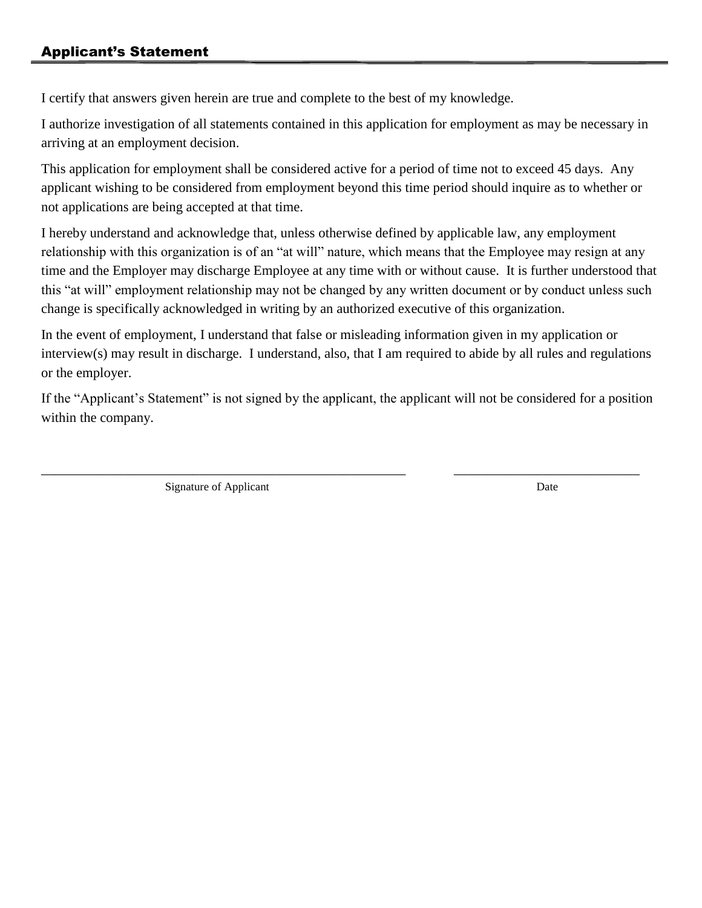## Applicant's Statement

I certify that answers given herein are true and complete to the best of my knowledge.

I authorize investigation of all statements contained in this application for employment as may be necessary in arriving at an employment decision.

This application for employment shall be considered active for a period of time not to exceed 45 days. Any applicant wishing to be considered from employment beyond this time period should inquire as to whether or not applications are being accepted at that time.

I hereby understand and acknowledge that, unless otherwise defined by applicable law, any employment relationship with this organization is of an "at will" nature, which means that the Employee may resign at any time and the Employer may discharge Employee at any time with or without cause. It is further understood that this "at will" employment relationship may not be changed by any written document or by conduct unless such change is specifically acknowledged in writing by an authorized executive of this organization.

In the event of employment, I understand that false or misleading information given in my application or interview(s) may result in discharge. I understand, also, that I am required to abide by all rules and regulations or the employer.

If the "Applicant's Statement" is not signed by the applicant, the applicant will not be considered for a position within the company.

| | |
|---|---|
| ____________________________________________ | ______________________________ |
| Signature of Applicant | Date |